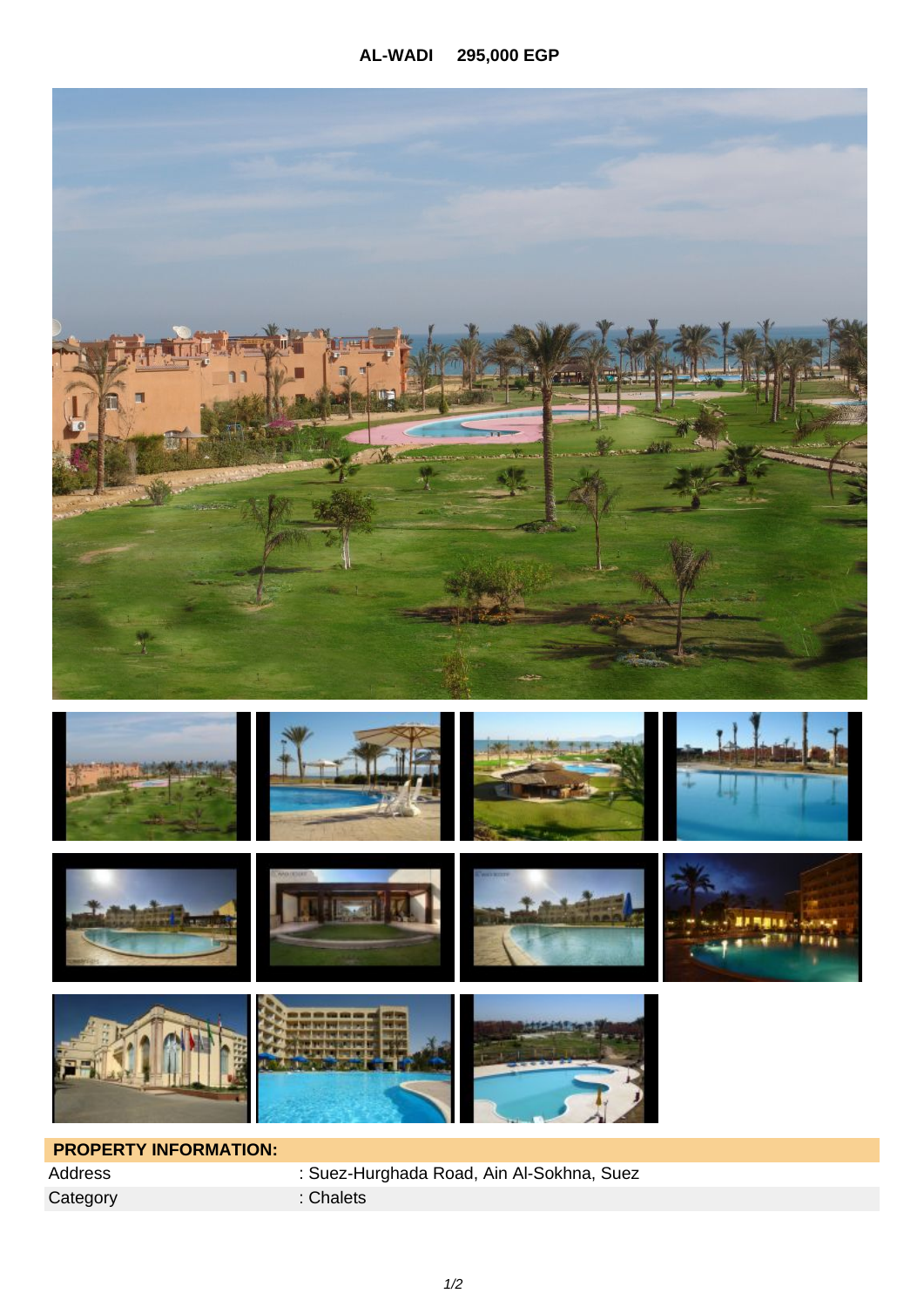**AL-WADI 295,000 EGP**

| PROPERTY INFORMATION: | |
|---|---|
| Address | : Suez-Hurghada Road, Ain Al-Sokhna, Suez |
| Category | : Chalets |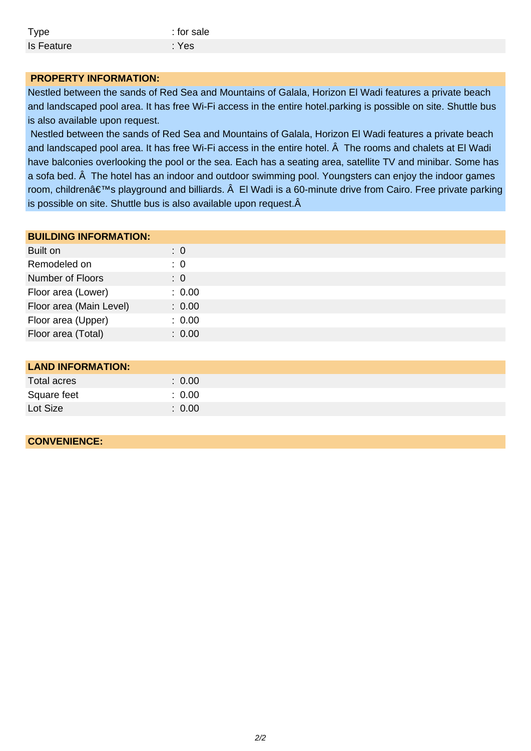| | |
|---|---|
| Type | : for sale |
| Is Feature | : Yes |

## PROPERTY INFORMATION:

Nestled between the sands of Red Sea and Mountains of Galala, Horizon El Wadi features a private beach and landscaped pool area. It has free Wi-Fi access in the entire hotel.parking is possible on site. Shuttle bus is also available upon request.

Nestled between the sands of Red Sea and Mountains of Galala, Horizon El Wadi features a private beach and landscaped pool area. It has free Wi-Fi access in the entire hotel. Â  The rooms and chalets at El Wadi have balconies overlooking the pool or the sea. Each has a seating area, satellite TV and minibar. Some has a sofa bed. Â  The hotel has an indoor and outdoor swimming pool. Youngsters can enjoy the indoor games room, childrenâ€™s playground and billiards. Â  El Wadi is a 60-minute drive from Cairo. Free private parking is possible on site. Shuttle bus is also available upon request.Â

## BUILDING INFORMATION:

| | |
|---|---|
| Built on | : 0 |
| Remodeled on | : 0 |
| Number of Floors | : 0 |
| Floor area (Lower) | : 0.00 |
| Floor area (Main Level) | : 0.00 |
| Floor area (Upper) | : 0.00 |
| Floor area (Total) | : 0.00 |

## LAND INFORMATION:

| | |
|---|---|
| Total acres | : 0.00 |
| Square feet | : 0.00 |
| Lot Size | : 0.00 |

## CONVENIENCE: